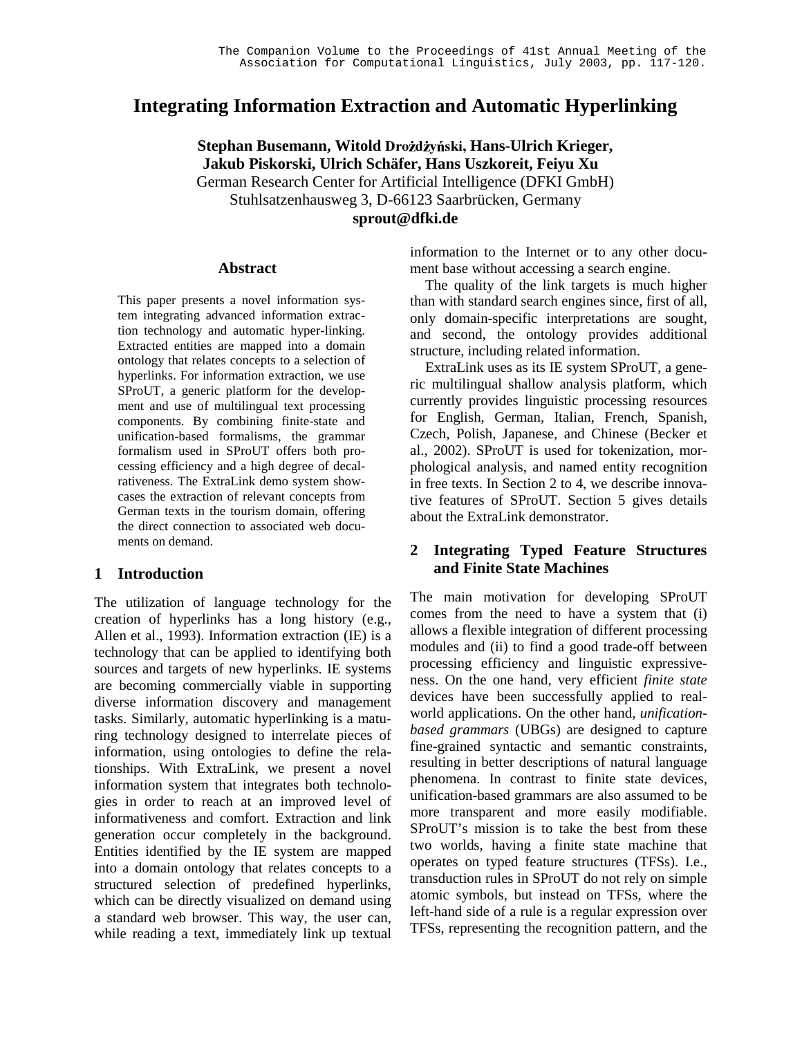# Integrating Information Extraction and Automatic Hyperlinking

**Stephan Busemann, Witold Drożdżyński, Hans-Ulrich Krieger, Jakub Piskorski, Ulrich Schäfer, Hans Uszkoreit, Feiyu Xu**
German Research Center for Artificial Intelligence (DFKI GmbH)
Stuhlsatzenhausweg 3, D-66123 Saarbrücken, Germany
**sprout@dfki.de**

## Abstract

This paper presents a novel information system integrating advanced information extraction technology and automatic hyper-linking. Extracted entities are mapped into a domain ontology that relates concepts to a selection of hyperlinks. For information extraction, we use SProUT, a generic platform for the development and use of multilingual text processing components. By combining finite-state and unification-based formalisms, the grammar formalism used in SProUT offers both processing efficiency and a high degree of decalrativeness. The ExtraLink demo system showcases the extraction of relevant concepts from German texts in the tourism domain, offering the direct connection to associated web documents on demand.

## 1 Introduction

The utilization of language technology for the creation of hyperlinks has a long history (e.g., Allen et al., 1993). Information extraction (IE) is a technology that can be applied to identifying both sources and targets of new hyperlinks. IE systems are becoming commercially viable in supporting diverse information discovery and management tasks. Similarly, automatic hyperlinking is a maturing technology designed to interrelate pieces of information, using ontologies to define the relationships. With ExtraLink, we present a novel information system that integrates both technologies in order to reach an improved level of informativeness and comfort. Extraction and link generation occur completely in the background. Entities identified by the IE system are mapped into a domain ontology that relates concepts to a structured selection of predefined hyperlinks, which can be directly visualized on demand using a standard web browser. This way, the user can, while reading a text, immediately link up textual information to the Internet or to any other document base without accessing a search engine.

The quality of the link targets is much higher than with standard search engines since, first of all, only domain-specific interpretations are sought, and second, the ontology provides additional structure, including related information.

ExtraLink uses as its IE system SProUT, a generic multilingual shallow analysis platform, which currently provides linguistic processing resources for English, German, Italian, French, Spanish, Czech, Polish, Japanese, and Chinese (Becker et al., 2002). SProUT is used for tokenization, morphological analysis, and named entity recognition in free texts. In Section 2 to 4, we describe innovative features of SProUT. Section 5 gives details about the ExtraLink demonstrator.

## 2 Integrating Typed Feature Structures and Finite State Machines

The main motivation for developing SProUT comes from the need to have a system that (i) allows a flexible integration of different processing modules and (ii) to find a good trade-off between processing efficiency and linguistic expressiveness. On the one hand, very efficient *finite state* devices have been successfully applied to real-world applications. On the other hand, *unification-based grammars* (UBGs) are designed to capture fine-grained syntactic and semantic constraints, resulting in better descriptions of natural language phenomena. In contrast to finite state devices, unification-based grammars are also assumed to be more transparent and more easily modifiable. SProUT's mission is to take the best from these two worlds, having a finite state machine that operates on typed feature structures (TFSs). I.e., transduction rules in SProUT do not rely on simple atomic symbols, but instead on TFSs, where the left-hand side of a rule is a regular expression over TFSs, representing the recognition pattern, and the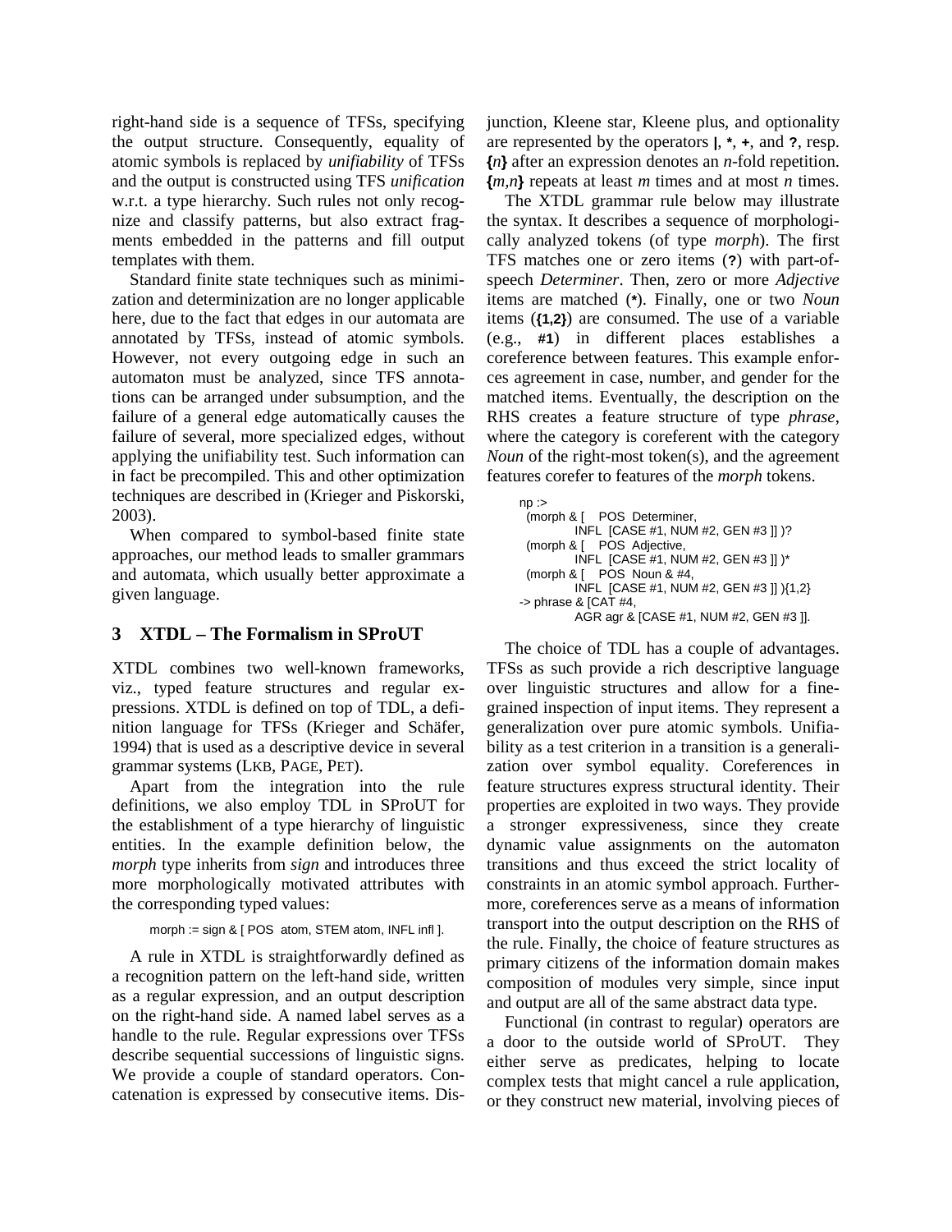right-hand side is a sequence of TFSs, specifying the output structure. Consequently, equality of atomic symbols is replaced by *unifiability* of TFSs and the output is constructed using TFS *unification* w.r.t. a type hierarchy. Such rules not only recognize and classify patterns, but also extract fragments embedded in the patterns and fill output templates with them.

Standard finite state techniques such as minimization and determinization are no longer applicable here, due to the fact that edges in our automata are annotated by TFSs, instead of atomic symbols. However, not every outgoing edge in such an automaton must be analyzed, since TFS annotations can be arranged under subsumption, and the failure of a general edge automatically causes the failure of several, more specialized edges, without applying the unifiability test. Such information can in fact be precompiled. This and other optimization techniques are described in (Krieger and Piskorski, 2003).

When compared to symbol-based finite state approaches, our method leads to smaller grammars and automata, which usually better approximate a given language.

## 3 XTDL – The Formalism in SProUT

XTDL combines two well-known frameworks, viz., typed feature structures and regular expressions. XTDL is defined on top of TDL, a definition language for TFSs (Krieger and Schäfer, 1994) that is used as a descriptive device in several grammar systems (LKB, PAGE, PET).

Apart from the integration into the rule definitions, we also employ TDL in SProUT for the establishment of a type hierarchy of linguistic entities. In the example definition below, the *morph* type inherits from *sign* and introduces three more morphologically motivated attributes with the corresponding typed values:

```
morph := sign & [ POS  atom, STEM atom, INFL infl ].
```

A rule in XTDL is straightforwardly defined as a recognition pattern on the left-hand side, written as a regular expression, and an output description on the right-hand side. A named label serves as a handle to the rule. Regular expressions over TFSs describe sequential successions of linguistic signs. We provide a couple of standard operators. Concatenation is expressed by consecutive items. Disjunction, Kleene star, Kleene plus, and optionality are represented by the operators **|**, **\***, **+**, and **?**, resp. **{***n***}** after an expression denotes an *n*-fold repetition. **{***m*,*n***}** repeats at least *m* times and at most *n* times.

The XTDL grammar rule below may illustrate the syntax. It describes a sequence of morphologically analyzed tokens (of type *morph*). The first TFS matches one or zero items (**?**) with part-of-speech *Determiner*. Then, zero or more *Adjective* items are matched (**\***). Finally, one or two *Noun* items (**{1,2}**) are consumed. The use of a variable (e.g., **#1**) in different places establishes a coreference between features. This example enforces agreement in case, number, and gender for the matched items. Eventually, the description on the RHS creates a feature structure of type *phrase*, where the category is coreferent with the category *Noun* of the right-most token(s), and the agreement features corefer to features of the *morph* tokens.

```
np :>
  (morph & [   POS  Determiner,
            INFL  [CASE #1, NUM #2, GEN #3 ]] )?
  (morph & [   POS  Adjective,
            INFL  [CASE #1, NUM #2, GEN #3 ]] )*
  (morph & [   POS  Noun & #4,
            INFL  [CASE #1, NUM #2, GEN #3 ]] ){1,2}
-> phrase & [CAT #4,
            AGR agr & [CASE #1, NUM #2, GEN #3 ]].
```

The choice of TDL has a couple of advantages. TFSs as such provide a rich descriptive language over linguistic structures and allow for a fine-grained inspection of input items. They represent a generalization over pure atomic symbols. Unifiability as a test criterion in a transition is a generalization over symbol equality. Coreferences in feature structures express structural identity. Their properties are exploited in two ways. They provide a stronger expressiveness, since they create dynamic value assignments on the automaton transitions and thus exceed the strict locality of constraints in an atomic symbol approach. Furthermore, coreferences serve as a means of information transport into the output description on the RHS of the rule. Finally, the choice of feature structures as primary citizens of the information domain makes composition of modules very simple, since input and output are all of the same abstract data type.

Functional (in contrast to regular) operators are a door to the outside world of SProUT. They either serve as predicates, helping to locate complex tests that might cancel a rule application, or they construct new material, involving pieces of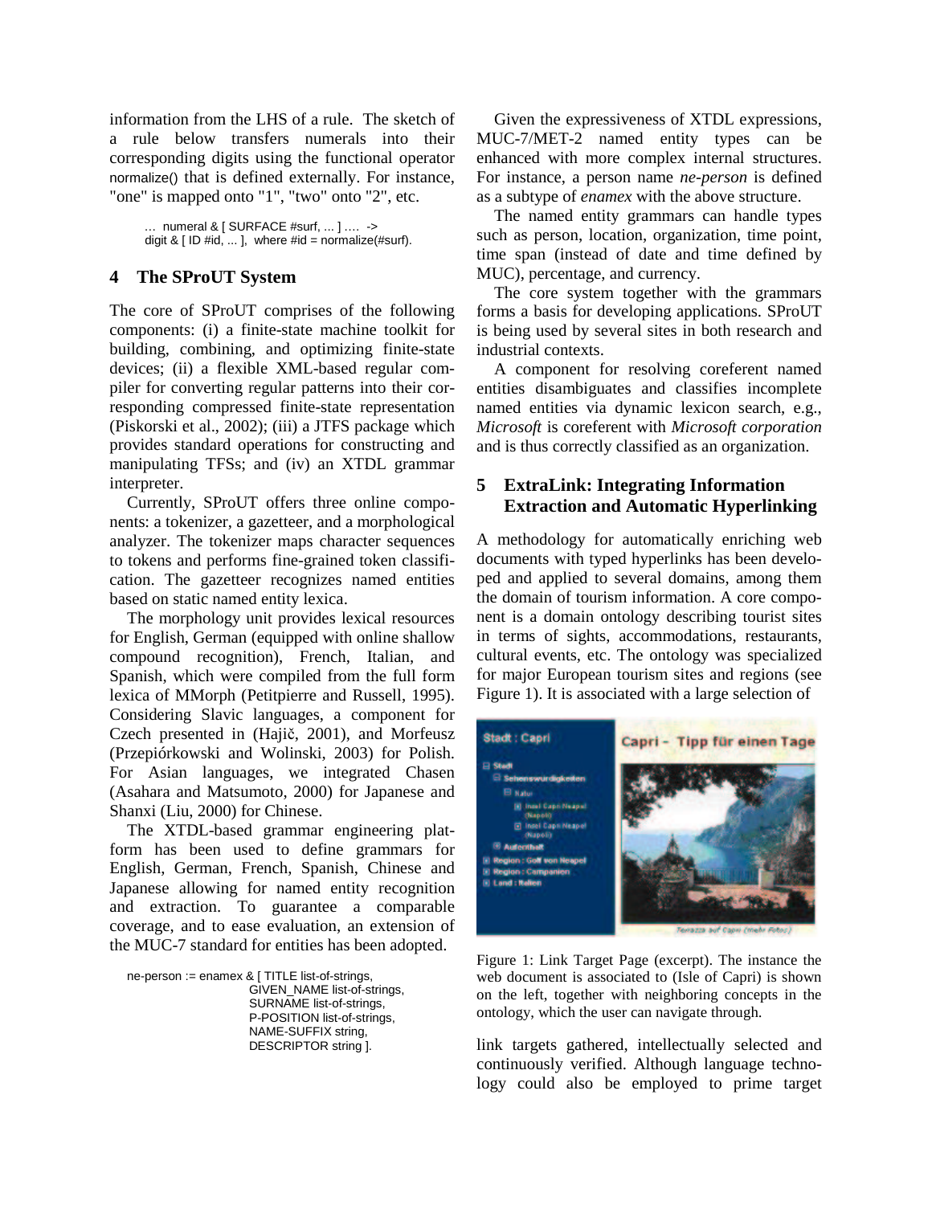information from the LHS of a rule. The sketch of a rule below transfers numerals into their corresponding digits using the functional operator normalize() that is defined externally. For instance, "one" is mapped onto "1", "two" onto "2", etc.

```
… numeral & [ SURFACE #surf, ... ] …. ->
digit & [ ID #id, ... ], where #id = normalize(#surf).
```

## 4 The SProUT System

The core of SProUT comprises of the following components: (i) a finite-state machine toolkit for building, combining, and optimizing finite-state devices; (ii) a flexible XML-based regular compiler for converting regular patterns into their corresponding compressed finite-state representation (Piskorski et al., 2002); (iii) a JTFS package which provides standard operations for constructing and manipulating TFSs; and (iv) an XTDL grammar interpreter.

Currently, SProUT offers three online components: a tokenizer, a gazetteer, and a morphological analyzer. The tokenizer maps character sequences to tokens and performs fine-grained token classification. The gazetteer recognizes named entities based on static named entity lexica.

The morphology unit provides lexical resources for English, German (equipped with online shallow compound recognition), French, Italian, and Spanish, which were compiled from the full form lexica of MMorph (Petitpierre and Russell, 1995). Considering Slavic languages, a component for Czech presented in (Hajič, 2001), and Morfeusz (Przepiórkowski and Wolinski, 2003) for Polish. For Asian languages, we integrated Chasen (Asahara and Matsumoto, 2000) for Japanese and Shanxi (Liu, 2000) for Chinese.

The XTDL-based grammar engineering platform has been used to define grammars for English, German, French, Spanish, Chinese and Japanese allowing for named entity recognition and extraction. To guarantee a comparable coverage, and to ease evaluation, an extension of the MUC-7 standard for entities has been adopted.

```
ne-person := enamex & [ TITLE list-of-strings,
                        GIVEN_NAME list-of-strings,
                        SURNAME list-of-strings,
                        P-POSITION list-of-strings,
                        NAME-SUFFIX string,
                        DESCRIPTOR string ].
```

Given the expressiveness of XTDL expressions, MUC-7/MET-2 named entity types can be enhanced with more complex internal structures. For instance, a person name *ne-person* is defined as a subtype of *enamex* with the above structure.

The named entity grammars can handle types such as person, location, organization, time point, time span (instead of date and time defined by MUC), percentage, and currency.

The core system together with the grammars forms a basis for developing applications. SProUT is being used by several sites in both research and industrial contexts.

A component for resolving coreferent named entities disambiguates and classifies incomplete named entities via dynamic lexicon search, e.g., *Microsoft* is coreferent with *Microsoft corporation* and is thus correctly classified as an organization.

## 5 ExtraLink: Integrating Information Extraction and Automatic Hyperlinking

A methodology for automatically enriching web documents with typed hyperlinks has been developed and applied to several domains, among them the domain of tourism information. A core component is a domain ontology describing tourist sites in terms of sights, accommodations, restaurants, cultural events, etc. The ontology was specialized for major European tourism sites and regions (see Figure 1). It is associated with a large selection of link targets gathered, intellectually selected and continuously verified. Although language technology could also be employed to prime target

Figure 1: Link Target Page (excerpt). The instance the web document is associated to (Isle of Capri) is shown on the left, together with neighboring concepts in the ontology, which the user can navigate through.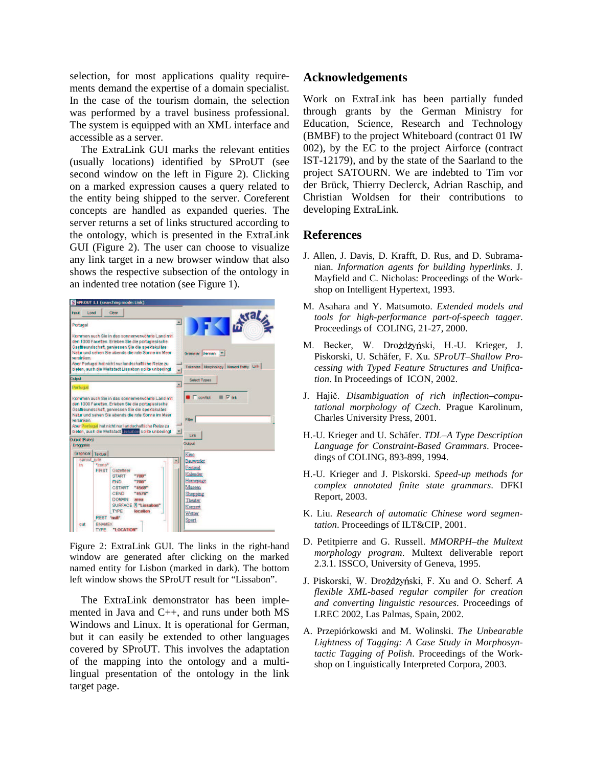selection, for most applications quality requirements demand the expertise of a domain specialist. In the case of the tourism domain, the selection was performed by a travel business professional. The system is equipped with an XML interface and accessible as a server.

The ExtraLink GUI marks the relevant entities (usually locations) identified by SProUT (see second window on the left in Figure 2). Clicking on a marked expression causes a query related to the entity being shipped to the server. Coreferent concepts are handled as expanded queries. The server returns a set of links structured according to the ontology, which is presented in the ExtraLink GUI (Figure 2). The user can choose to visualize any link target in a new browser window that also shows the respective subsection of the ontology in an indented tree notation (see Figure 1).

Figure 2: ExtraLink GUI. The links in the right-hand window are generated after clicking on the marked named entity for Lisbon (marked in dark). The bottom left window shows the SProUT result for "Lissabon".

The ExtraLink demonstrator has been implemented in Java and C++, and runs under both MS Windows and Linux. It is operational for German, but it can easily be extended to other languages covered by SProUT. This involves the adaptation of the mapping into the ontology and a multilingual presentation of the ontology in the link target page.

## Acknowledgements

Work on ExtraLink has been partially funded through grants by the German Ministry for Education, Science, Research and Technology (BMBF) to the project Whiteboard (contract 01 IW 002), by the EC to the project Airforce (contract IST-12179), and by the state of the Saarland to the project SATOURN. We are indebted to Tim vor der Brück, Thierry Declerck, Adrian Raschip, and Christian Woldsen for their contributions to developing ExtraLink.

## References

J. Allen, J. Davis, D. Krafft, D. Rus, and D. Subramanian. *Information agents for building hyperlinks*. J. Mayfield and C. Nicholas: Proceedings of the Workshop on Intelligent Hypertext, 1993.

M. Asahara and Y. Matsumoto. *Extended models and tools for high-performance part-of-speech tagger*. Proceedings of COLING, 21-27, 2000.

M. Becker, W. Drożdżyński, H.-U. Krieger, J. Piskorski, U. Schäfer, F. Xu. *SProUT–Shallow Processing with Typed Feature Structures and Unification*. In Proceedings of ICON, 2002.

J. Hajič. *Disambiguation of rich inflection–computational morphology of Czech*. Prague Karolinum, Charles University Press, 2001.

H.-U. Krieger and U. Schäfer. *TDL–A Type Description Language for Constraint-Based Grammars*. Proceedings of COLING, 893-899, 1994.

H.-U. Krieger and J. Piskorski. *Speed-up methods for complex annotated finite state grammars*. DFKI Report, 2003.

K. Liu. *Research of automatic Chinese word segmentation*. Proceedings of ILT&CIP, 2001.

D. Petitpierre and G. Russell. *MMORPH–the Multext morphology program*. Multext deliverable report 2.3.1. ISSCO, University of Geneva, 1995.

J. Piskorski, W. Drożdżyński, F. Xu and O. Scherf. *A flexible XML-based regular compiler for creation and converting linguistic resources*. Proceedings of LREC 2002, Las Palmas, Spain, 2002.

A. Przepiórkowski and M. Wolinski. *The Unbearable Lightness of Tagging: A Case Study in Morphosyntactic Tagging of Polish*. Proceedings of the Workshop on Linguistically Interpreted Corpora, 2003.